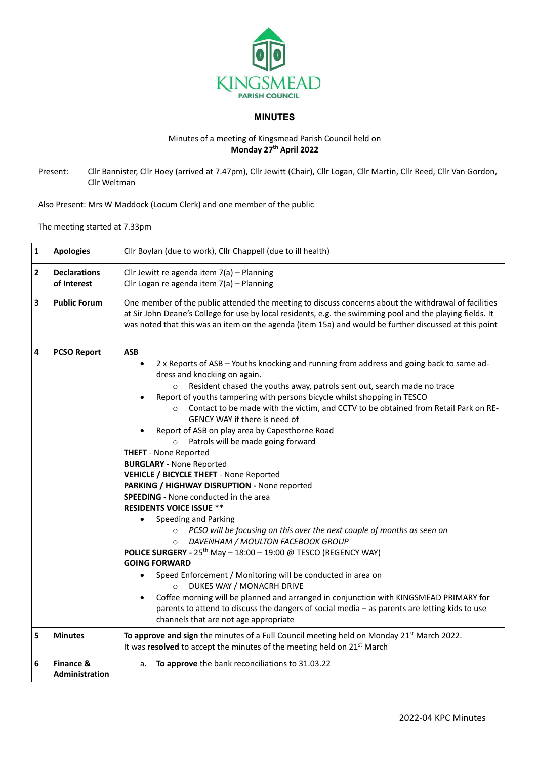KINGSMEAD PARISH COUNCIL

# MINUTES

Minutes of a meeting of Kingsmead Parish Council held on
**Monday 27th April 2022**

Present: Cllr Bannister, Cllr Hoey (arrived at 7.47pm), Cllr Jewitt (Chair), Cllr Logan, Cllr Martin, Cllr Reed, Cllr Van Gordon, Cllr Weltman

Also Present: Mrs W Maddock (Locum Clerk) and one member of the public

The meeting started at 7.33pm

| | | |
|---|---|---|
| **1** | **Apologies** | Cllr Boylan (due to work), Cllr Chappell (due to ill health) |
| **2** | **Declarations of Interest** | Cllr Jewitt re agenda item 7(a) – Planning<br>Cllr Logan re agenda item 7(a) – Planning |
| **3** | **Public Forum** | One member of the public attended the meeting to discuss concerns about the withdrawal of facilities at Sir John Deane's College for use by local residents, e.g. the swimming pool and the playing fields. It was noted that this was an item on the agenda (item 15a) and would be further discussed at this point |
| **4** | **PCSO Report** | **ASB**<br>• 2 x Reports of ASB – Youths knocking and running from address and going back to same address and knocking on again.<br>  ○ Resident chased the youths away, patrols sent out, search made no trace<br>• Report of youths tampering with persons bicycle whilst shopping in TESCO<br>  ○ Contact to be made with the victim, and CCTV to be obtained from Retail Park on REGENCY WAY if there is need of<br>• Report of ASB on play area by Capesthorne Road<br>  ○ Patrols will be made going forward<br>**THEFT** - None Reported<br>**BURGLARY** - None Reported<br>**VEHICLE / BICYCLE THEFT** - None Reported<br>**PARKING / HIGHWAY DISRUPTION -** None reported<br>**SPEEDING -** None conducted in the area<br>**RESIDENTS VOICE ISSUE** **<br>• Speeding and Parking<br>  ○ *PCSO will be focusing on this over the next couple of months as seen on*<br>  ○ *DAVENHAM / MOULTON FACEBOOK GROUP*<br>**POLICE SURGERY -** 25th May – 18:00 – 19:00 @ TESCO (REGENCY WAY)<br>**GOING FORWARD**<br>• Speed Enforcement / Monitoring will be conducted in area on<br>  ○ DUKES WAY / MONACRH DRIVE<br>• Coffee morning will be planned and arranged in conjunction with KINGSMEAD PRIMARY for parents to attend to discuss the dangers of social media – as parents are letting kids to use channels that are not age appropriate |
| **5** | **Minutes** | **To approve and sign** the minutes of a Full Council meeting held on Monday 21st March 2022.<br>It was **resolved** to accept the minutes of the meeting held on 21st March |
| **6** | **Finance & Administration** | a. **To approve** the bank reconciliations to 31.03.22 |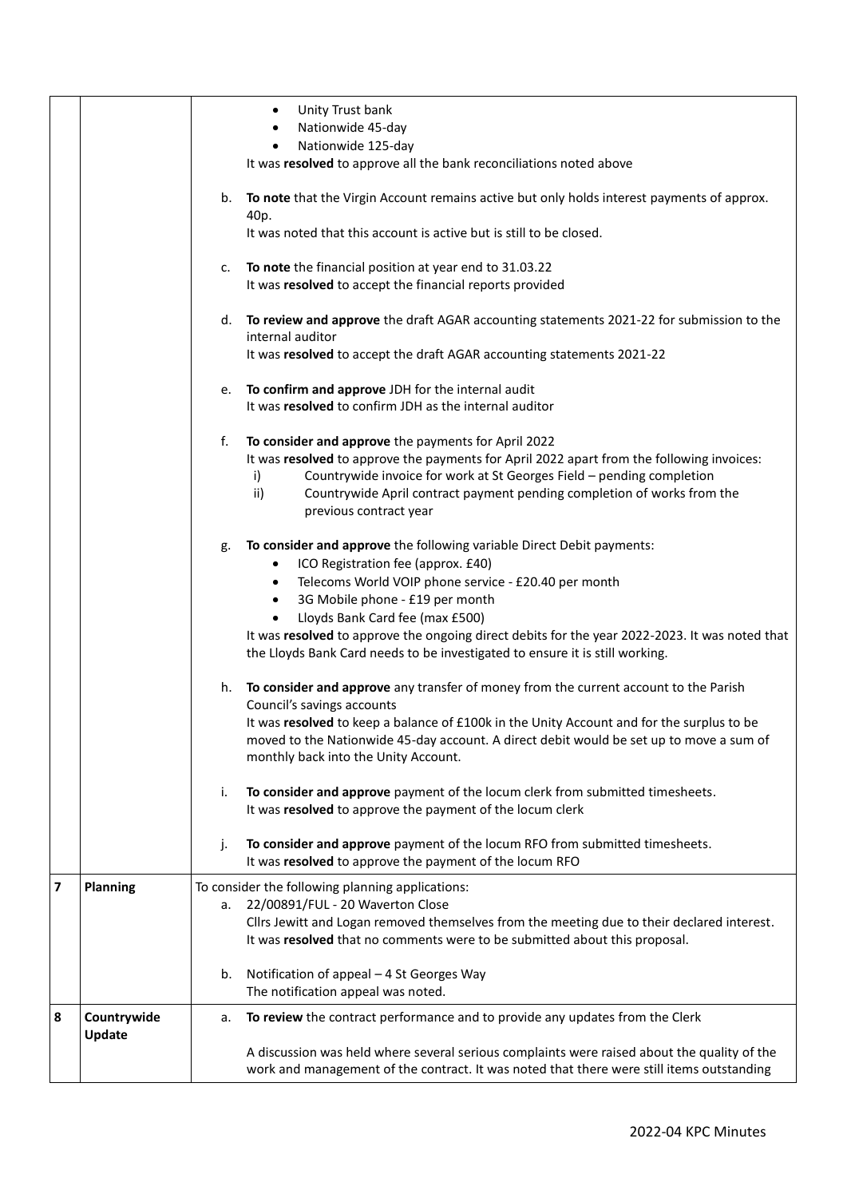| | | |
|---|---|---|
| | | • Unity Trust bank<br>• Nationwide 45-day<br>• Nationwide 125-day<br>It was **resolved** to approve all the bank reconciliations noted above<br><br>b. **To note** that the Virgin Account remains active but only holds interest payments of approx. 40p.<br>It was noted that this account is active but is still to be closed.<br><br>c. **To note** the financial position at year end to 31.03.22<br>It was **resolved** to accept the financial reports provided<br><br>d. **To review and approve** the draft AGAR accounting statements 2021-22 for submission to the internal auditor<br>It was **resolved** to accept the draft AGAR accounting statements 2021-22<br><br>e. **To confirm and approve** JDH for the internal audit<br>It was **resolved** to confirm JDH as the internal auditor<br><br>f. **To consider and approve** the payments for April 2022<br>It was **resolved** to approve the payments for April 2022 apart from the following invoices:<br>i) Countrywide invoice for work at St Georges Field – pending completion<br>ii) Countrywide April contract payment pending completion of works from the previous contract year<br><br>g. **To consider and approve** the following variable Direct Debit payments:<br>• ICO Registration fee (approx. £40)<br>• Telecoms World VOIP phone service - £20.40 per month<br>• 3G Mobile phone - £19 per month<br>• Lloyds Bank Card fee (max £500)<br>It was **resolved** to approve the ongoing direct debits for the year 2022-2023. It was noted that the Lloyds Bank Card needs to be investigated to ensure it is still working.<br><br>h. **To consider and approve** any transfer of money from the current account to the Parish Council's savings accounts<br>It was **resolved** to keep a balance of £100k in the Unity Account and for the surplus to be moved to the Nationwide 45-day account. A direct debit would be set up to move a sum of monthly back into the Unity Account.<br><br>i. **To consider and approve** payment of the locum clerk from submitted timesheets.<br>It was **resolved** to approve the payment of the locum clerk<br><br>j. **To consider and approve** payment of the locum RFO from submitted timesheets.<br>It was **resolved** to approve the payment of the locum RFO |
| **7** | **Planning** | To consider the following planning applications:<br>a. 22/00891/FUL - 20 Waverton Close<br>Cllrs Jewitt and Logan removed themselves from the meeting due to their declared interest. It was **resolved** that no comments were to be submitted about this proposal.<br><br>b. Notification of appeal – 4 St Georges Way<br>The notification appeal was noted. |
| **8** | **Countrywide Update** | a. **To review** the contract performance and to provide any updates from the Clerk<br><br>A discussion was held where several serious complaints were raised about the quality of the work and management of the contract. It was noted that there were still items outstanding |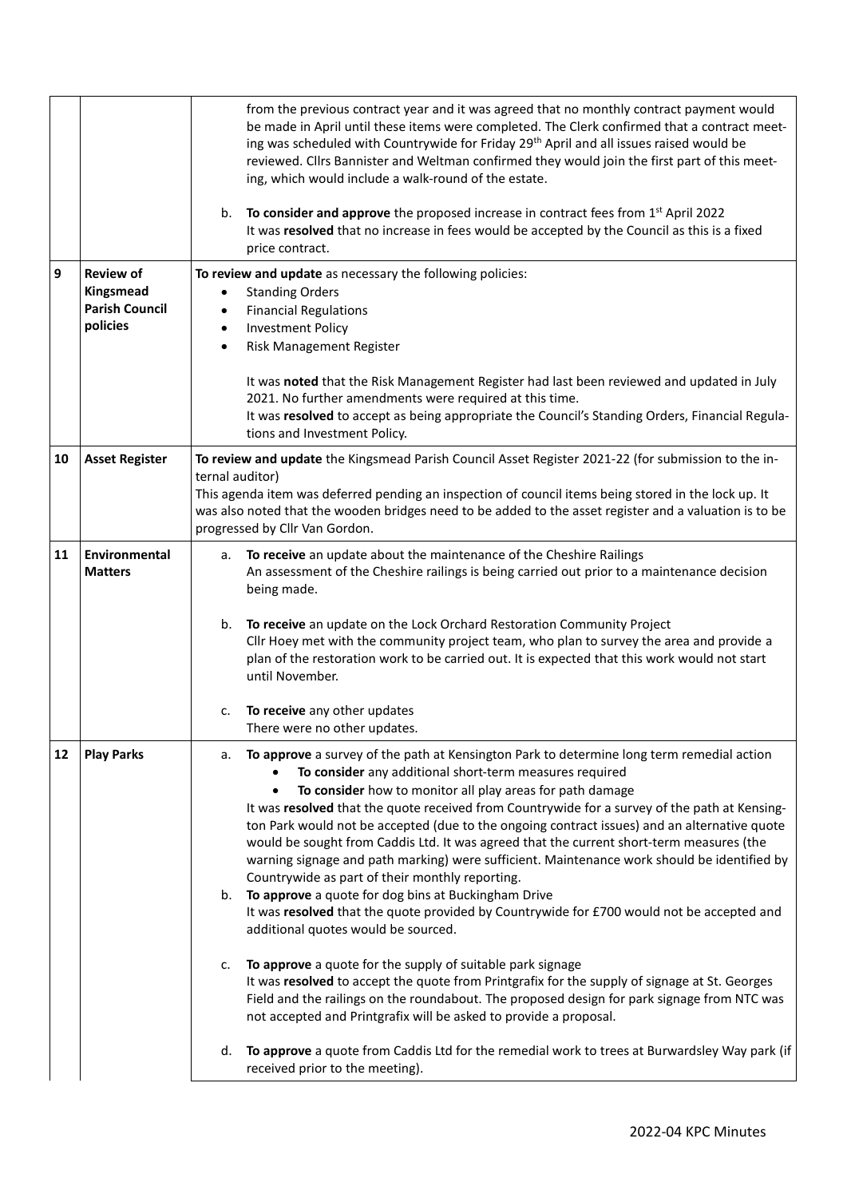| | | |
|---|---|---|
| | | from the previous contract year and it was agreed that no monthly contract payment would be made in April until these items were completed. The Clerk confirmed that a contract meeting was scheduled with Countrywide for Friday 29th April and all issues raised would be reviewed. Cllrs Bannister and Weltman confirmed they would join the first part of this meeting, which would include a walk-round of the estate.<br><br>b. **To consider and approve** the proposed increase in contract fees from 1st April 2022<br>It was **resolved** that no increase in fees would be accepted by the Council as this is a fixed price contract. |
| **9** | **Review of Kingsmead Parish Council policies** | **To review and update** as necessary the following policies:<br>• Standing Orders<br>• Financial Regulations<br>• Investment Policy<br>• Risk Management Register<br><br>It was **noted** that the Risk Management Register had last been reviewed and updated in July 2021. No further amendments were required at this time.<br>It was **resolved** to accept as being appropriate the Council's Standing Orders, Financial Regulations and Investment Policy. |
| **10** | **Asset Register** | **To review and update** the Kingsmead Parish Council Asset Register 2021-22 (for submission to the internal auditor)<br>This agenda item was deferred pending an inspection of council items being stored in the lock up. It was also noted that the wooden bridges need to be added to the asset register and a valuation is to be progressed by Cllr Van Gordon. |
| **11** | **Environmental Matters** | a. **To receive** an update about the maintenance of the Cheshire Railings<br>An assessment of the Cheshire railings is being carried out prior to a maintenance decision being made.<br><br>b. **To receive** an update on the Lock Orchard Restoration Community Project<br>Cllr Hoey met with the community project team, who plan to survey the area and provide a plan of the restoration work to be carried out. It is expected that this work would not start until November.<br><br>c. **To receive** any other updates<br>There were no other updates. |
| **12** | **Play Parks** | a. **To approve** a survey of the path at Kensington Park to determine long term remedial action<br>• **To consider** any additional short-term measures required<br>• **To consider** how to monitor all play areas for path damage<br>It was **resolved** that the quote received from Countrywide for a survey of the path at Kensington Park would not be accepted (due to the ongoing contract issues) and an alternative quote would be sought from Caddis Ltd. It was agreed that the current short-term measures (the warning signage and path marking) were sufficient. Maintenance work should be identified by Countrywide as part of their monthly reporting.<br>b. **To approve** a quote for dog bins at Buckingham Drive<br>It was **resolved** that the quote provided by Countrywide for £700 would not be accepted and additional quotes would be sourced.<br><br>c. **To approve** a quote for the supply of suitable park signage<br>It was **resolved** to accept the quote from Printgrafix for the supply of signage at St. Georges Field and the railings on the roundabout. The proposed design for park signage from NTC was not accepted and Printgrafix will be asked to provide a proposal.<br><br>d. **To approve** a quote from Caddis Ltd for the remedial work to trees at Burwardsley Way park (if received prior to the meeting). |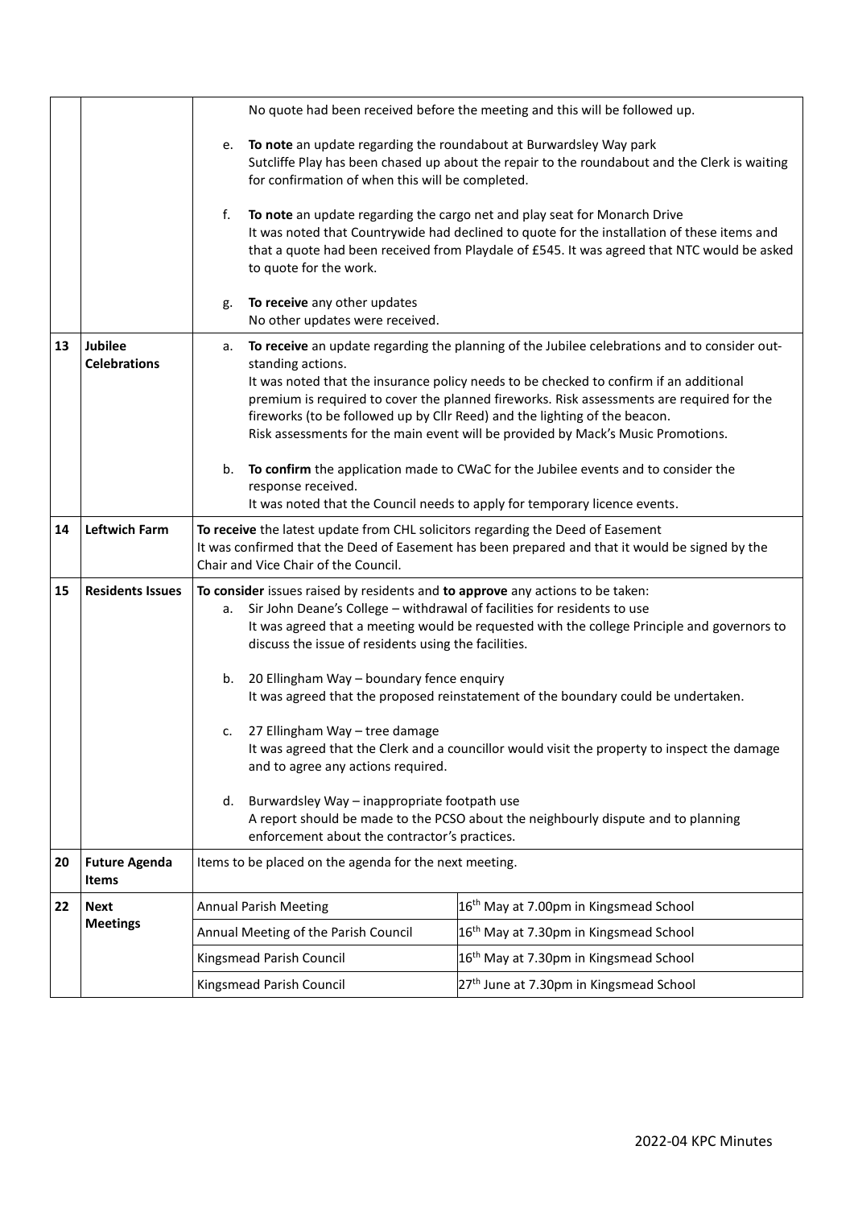| | | |
|---|---|---|
| | | No quote had been received before the meeting and this will be followed up.<br><br>e. **To note** an update regarding the roundabout at Burwardsley Way park<br>Sutcliffe Play has been chased up about the repair to the roundabout and the Clerk is waiting for confirmation of when this will be completed.<br><br>f. **To note** an update regarding the cargo net and play seat for Monarch Drive<br>It was noted that Countrywide had declined to quote for the installation of these items and that a quote had been received from Playdale of £545. It was agreed that NTC would be asked to quote for the work.<br><br>g. **To receive** any other updates<br>No other updates were received. |
| **13** | **Jubilee Celebrations** | a. **To receive** an update regarding the planning of the Jubilee celebrations and to consider out-standing actions.<br>It was noted that the insurance policy needs to be checked to confirm if an additional premium is required to cover the planned fireworks. Risk assessments are required for the fireworks (to be followed up by Cllr Reed) and the lighting of the beacon.<br>Risk assessments for the main event will be provided by Mack's Music Promotions.<br><br>b. **To confirm** the application made to CWaC for the Jubilee events and to consider the response received.<br>It was noted that the Council needs to apply for temporary licence events. |
| **14** | **Leftwich Farm** | **To receive** the latest update from CHL solicitors regarding the Deed of Easement<br>It was confirmed that the Deed of Easement has been prepared and that it would be signed by the Chair and Vice Chair of the Council. |
| **15** | **Residents Issues** | **To consider** issues raised by residents and **to approve** any actions to be taken:<br>a. Sir John Deane's College – withdrawal of facilities for residents to use<br>It was agreed that a meeting would be requested with the college Principle and governors to discuss the issue of residents using the facilities.<br><br>b. 20 Ellingham Way – boundary fence enquiry<br>It was agreed that the proposed reinstatement of the boundary could be undertaken.<br><br>c. 27 Ellingham Way – tree damage<br>It was agreed that the Clerk and a councillor would visit the property to inspect the damage and to agree any actions required.<br><br>d. Burwardsley Way – inappropriate footpath use<br>A report should be made to the PCSO about the neighbourly dispute and to planning enforcement about the contractor's practices. |
| **20** | **Future Agenda Items** | Items to be placed on the agenda for the next meeting. |

| | | | |
|---|---|---|---|
| **22** | **Next Meetings** | Annual Parish Meeting | 16th May at 7.00pm in Kingsmead School |
| | | Annual Meeting of the Parish Council | 16th May at 7.30pm in Kingsmead School |
| | | Kingsmead Parish Council | 16th May at 7.30pm in Kingsmead School |
| | | Kingsmead Parish Council | 27th June at 7.30pm in Kingsmead School |